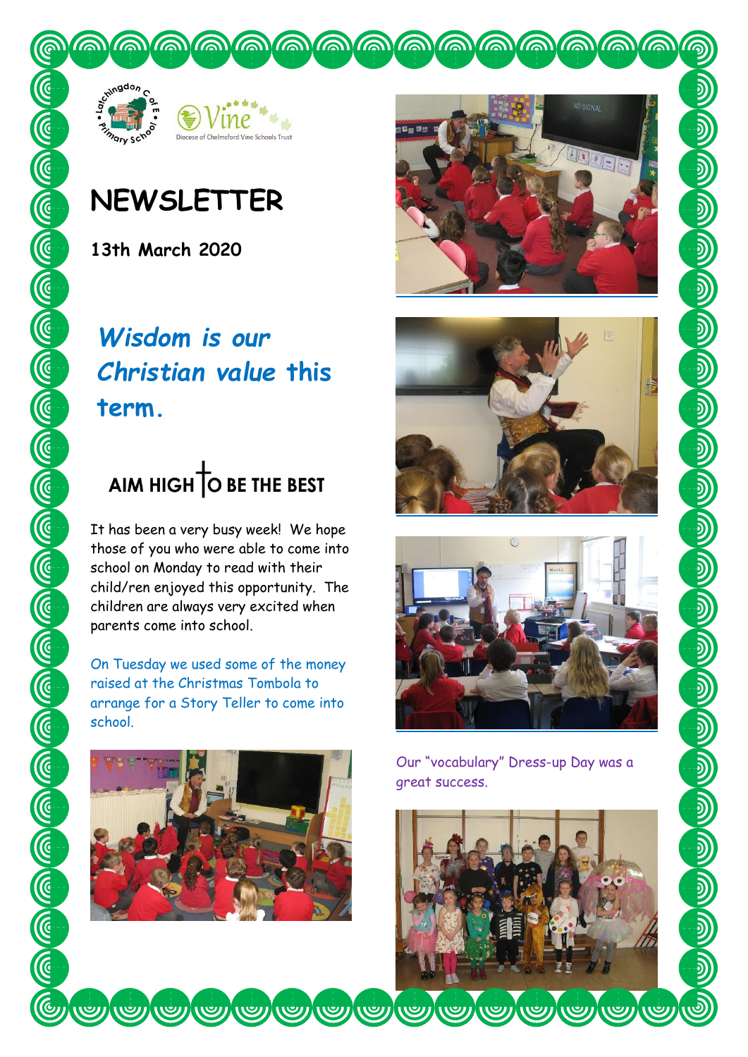# NEWSLETTER

**13th March 2020**

***Wisdom is our Christian value this term.***

**AIM HIGH TO BE THE BEST**

It has been a very busy week! We hope those of you who were able to come into school on Monday to read with their child/ren enjoyed this opportunity. The children are always very excited when parents come into school.

On Tuesday we used some of the money raised at the Christmas Tombola to arrange for a Story Teller to come into school.

Our "vocabulary" Dress-up Day was a great success.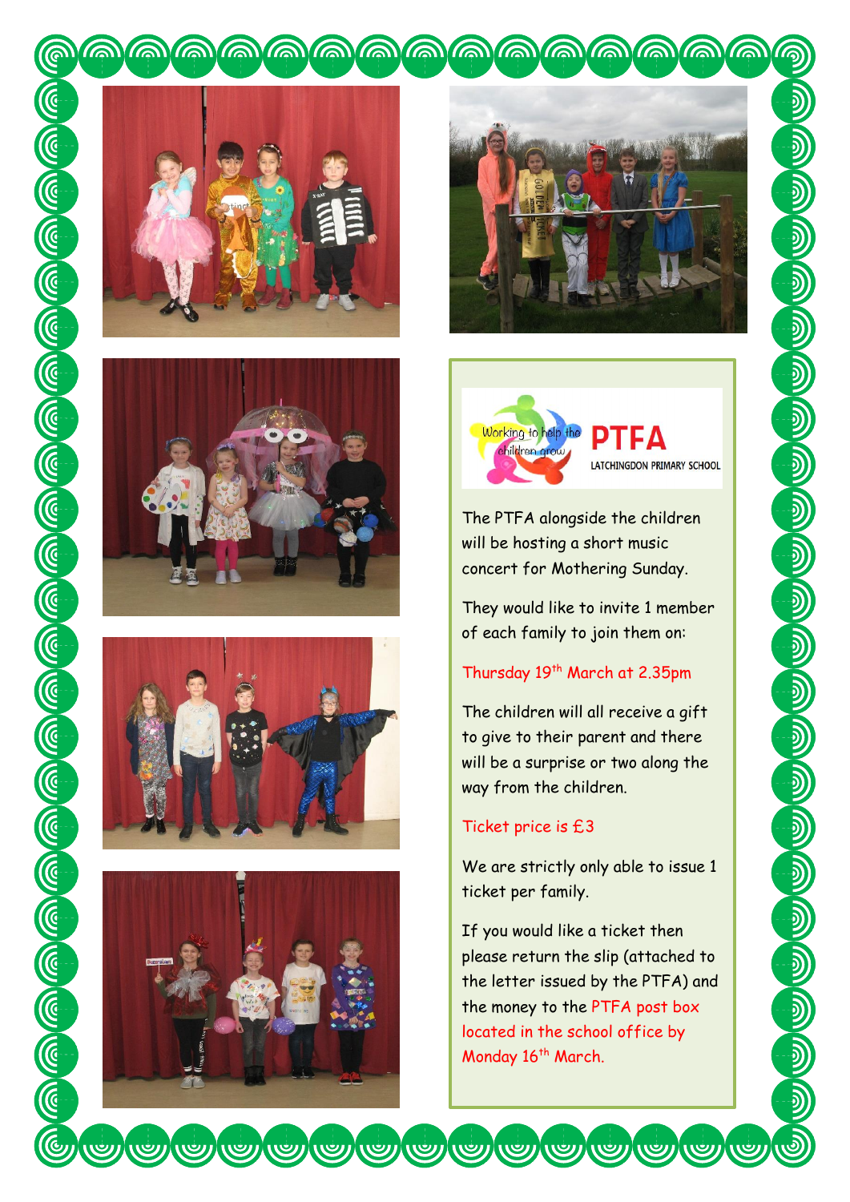Working to help the children grow

# PTFA

LATCHINGDON PRIMARY SCHOOL

The PTFA alongside the children will be hosting a short music concert for Mothering Sunday.

They would like to invite 1 member of each family to join them on:

Thursday 19th March at 2.35pm

The children will all receive a gift to give to their parent and there will be a surprise or two along the way from the children.

Ticket price is £3

We are strictly only able to issue 1 ticket per family.

If you would like a ticket then please return the slip (attached to the letter issued by the PTFA) and the money to the PTFA post box located in the school office by Monday 16th March.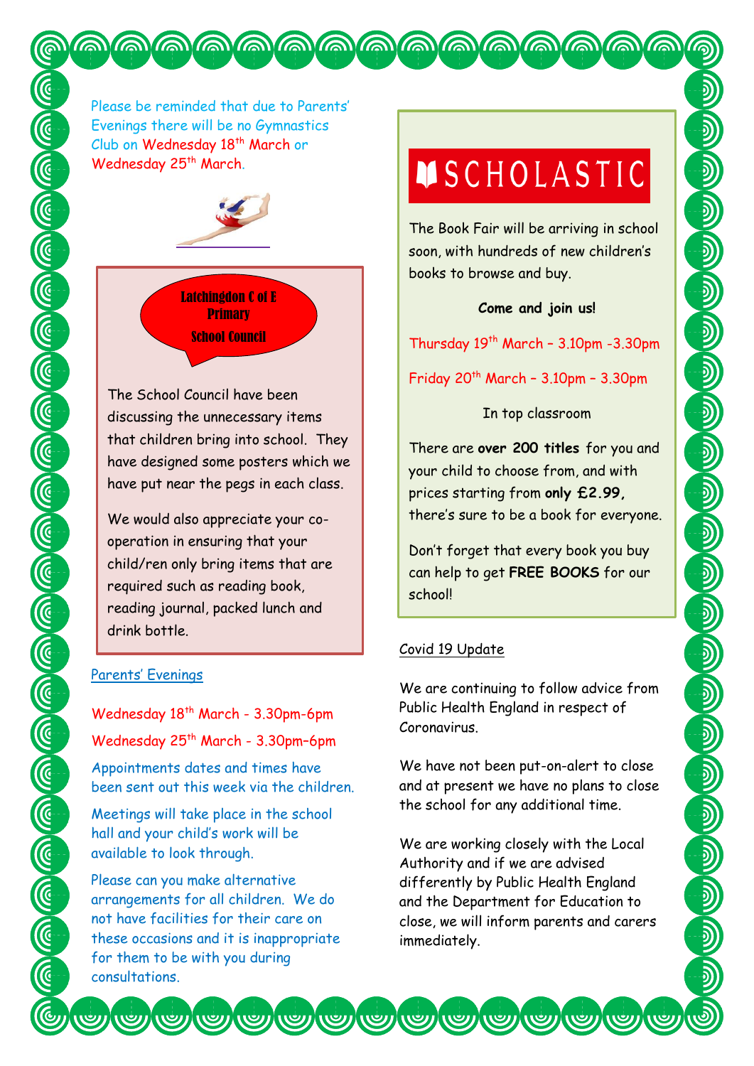Please be reminded that due to Parents' Evenings there will be no Gymnastics Club on Wednesday 18th March or Wednesday 25th March.

## Latchingdon C of E Primary School Council

The School Council have been discussing the unnecessary items that children bring into school. They have designed some posters which we have put near the pegs in each class.

We would also appreciate your co-operation in ensuring that your child/ren only bring items that are required such as reading book, reading journal, packed lunch and drink bottle.

## Parents' Evenings

Wednesday 18th March - 3.30pm-6pm

Wednesday 25th March - 3.30pm–6pm

Appointments dates and times have been sent out this week via the children.

Meetings will take place in the school hall and your child's work will be available to look through.

Please can you make alternative arrangements for all children. We do not have facilities for their care on these occasions and it is inappropriate for them to be with you during consultations.

## SCHOLASTIC

The Book Fair will be arriving in school soon, with hundreds of new children's books to browse and buy.

**Come and join us!**

Thursday 19th March – 3.10pm -3.30pm

Friday 20th March – 3.10pm – 3.30pm

In top classroom

There are **over 200 titles** for you and your child to choose from, and with prices starting from **only £2.99,** there's sure to be a book for everyone.

Don't forget that every book you buy can help to get **FREE BOOKS** for our school!

## Covid 19 Update

We are continuing to follow advice from Public Health England in respect of Coronavirus.

We have not been put-on-alert to close and at present we have no plans to close the school for any additional time.

We are working closely with the Local Authority and if we are advised differently by Public Health England and the Department for Education to close, we will inform parents and carers immediately.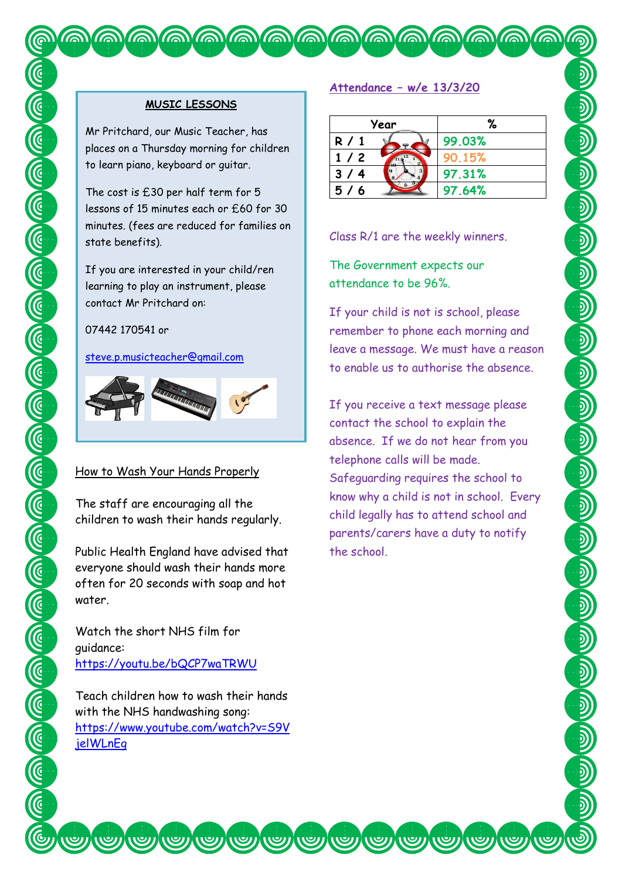## MUSIC LESSONS

Mr Pritchard, our Music Teacher, has places on a Thursday morning for children to learn piano, keyboard or guitar.

The cost is £30 per half term for 5 lessons of 15 minutes each or £60 for 30 minutes. (fees are reduced for families on state benefits).

If you are interested in your child/ren learning to play an instrument, please contact Mr Pritchard on:

07442 170541 or

steve.p.musicteacher@gmail.com

## How to Wash Your Hands Properly

The staff are encouraging all the children to wash their hands regularly.

Public Health England have advised that everyone should wash their hands more often for 20 seconds with soap and hot water.

Watch the short NHS film for guidance: https://youtu.be/bQCP7waTRWU

Teach children how to wash their hands with the NHS handwashing song: https://www.youtube.com/watch?v=S9VjeIWLnEg

## Attendance – w/e 13/3/20

| Year | % |
|---|---|
| R / 1 | 99.03% |
| 1 / 2 | 90.15% |
| 3 / 4 | 97.31% |
| 5 / 6 | 97.64% |

Class R/1 are the weekly winners.

The Government expects our attendance to be 96%.

If your child is not is school, please remember to phone each morning and leave a message. We must have a reason to enable us to authorise the absence.

If you receive a text message please contact the school to explain the absence. If we do not hear from you telephone calls will be made. Safeguarding requires the school to know why a child is not in school. Every child legally has to attend school and parents/carers have a duty to notify the school.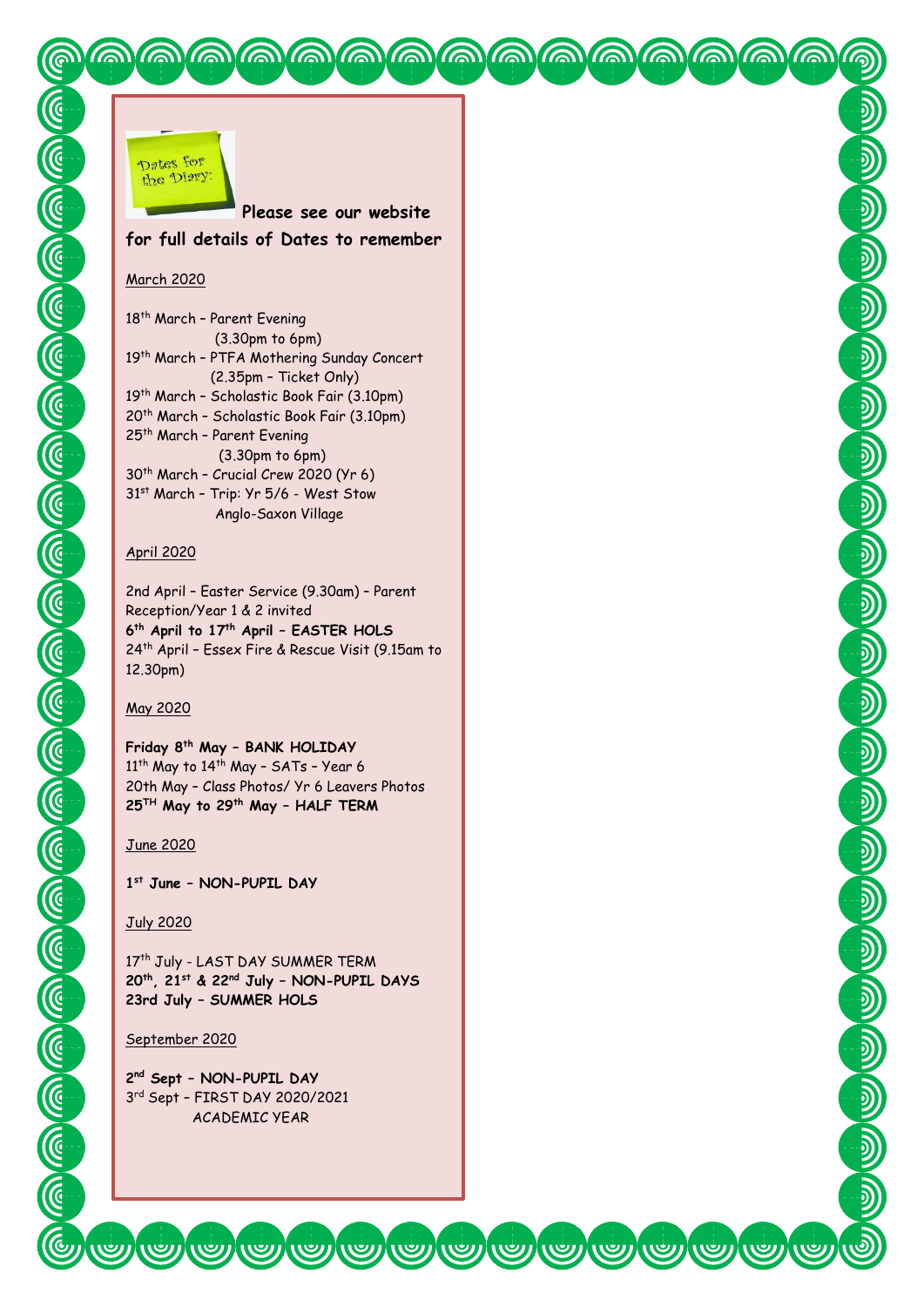Dates for the Diary:

**Please see our website for full details of Dates to remember**

March 2020

18th March – Parent Evening (3.30pm to 6pm)
19th March – PTFA Mothering Sunday Concert (2.35pm – Ticket Only)
19th March – Scholastic Book Fair (3.10pm)
20th March – Scholastic Book Fair (3.10pm)
25th March – Parent Evening (3.30pm to 6pm)
30th March – Crucial Crew 2020 (Yr 6)
31st March – Trip: Yr 5/6 - West Stow Anglo-Saxon Village

April 2020

2nd April – Easter Service (9.30am) – Parent Reception/Year 1 & 2 invited
**6th April to 17th April – EASTER HOLS**
24th April – Essex Fire & Rescue Visit (9.15am to 12.30pm)

May 2020

**Friday 8th May – BANK HOLIDAY**
11th May to 14th May – SATs – Year 6
20th May – Class Photos/ Yr 6 Leavers Photos
**25TH May to 29th May – HALF TERM**

June 2020

**1st June – NON-PUPIL DAY**

July 2020

17th July - LAST DAY SUMMER TERM
**20th, 21st & 22nd July – NON-PUPIL DAYS**
**23rd July – SUMMER HOLS**

September 2020

**2nd Sept – NON-PUPIL DAY**
3rd Sept – FIRST DAY 2020/2021 ACADEMIC YEAR